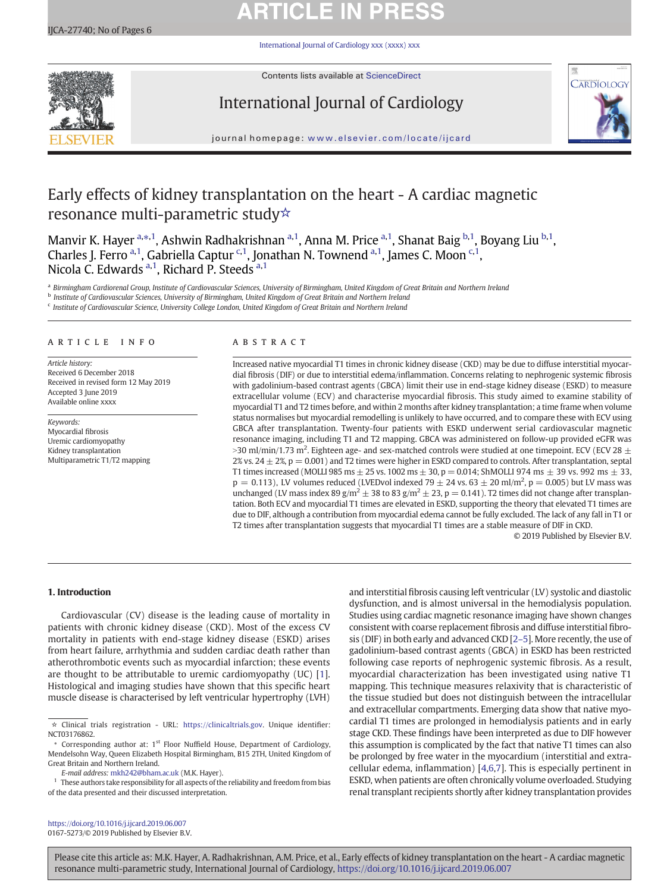# Early effects of kidney transplantation on the heart - A cardiac magnetic resonance multi-parametric study☆

Manvir K. Hayer [a,*,1], Ashwin Radhakrishnan [a,1], Anna M. Price [a,1], Shanat Baig [b,1], Boyang Liu [b,1], Charles J. Ferro [a,1], Gabriella Captur [c,1], Jonathan N. Townend [a,1], James C. Moon [c,1], Nicola C. Edwards [a,1], Richard P. Steeds [a,1]

[a] Birmingham Cardiorenal Group, Institute of Cardiovascular Sciences, University of Birmingham, United Kingdom of Great Britain and Northern Ireland

[b] Institute of Cardiovascular Sciences, University of Birmingham, United Kingdom of Great Britain and Northern Ireland

[c] Institute of Cardiovascular Science, University College London, United Kingdom of Great Britain and Northern Ireland

## ARTICLE INFO

*Article history:*
Received 6 December 2018
Received in revised form 12 May 2019
Accepted 3 June 2019
Available online xxxx

*Keywords:*
Myocardial fibrosis
Uremic cardiomyopathy
Kidney transplantation
Multiparametric T1/T2 mapping

## ABSTRACT

Increased native myocardial T1 times in chronic kidney disease (CKD) may be due to diffuse interstitial myocardial fibrosis (DIF) or due to interstitial edema/inflammation. Concerns relating to nephrogenic systemic fibrosis with gadolinium-based contrast agents (GBCA) limit their use in end-stage kidney disease (ESKD) to measure extracellular volume (ECV) and characterise myocardial fibrosis. This study aimed to examine stability of myocardial T1 and T2 times before, and within 2 months after kidney transplantation; a time frame when volume status normalises but myocardial remodelling is unlikely to have occurred, and to compare these with ECV using GBCA after transplantation. Twenty-four patients with ESKD underwent serial cardiovascular magnetic resonance imaging, including T1 and T2 mapping. GBCA was administered on follow-up provided eGFR was >30 ml/min/1.73 m$^2$. Eighteen age- and sex-matched controls were studied at one timepoint. ECV (ECV 28 ± 2% vs. 24 ± 2%, $p = 0.001$) and T2 times were higher in ESKD compared to controls. After transplantation, septal T1 times increased (MOLLI 985 ms ± 25 vs. 1002 ms ± 30, $p = 0.014$; ShMOLLI 974 ms ± 39 vs. 992 ms ± 33, $p = 0.113$), LV volumes reduced (LVEDvol indexed 79 ± 24 vs. 63 ± 20 ml/m$^2$, $p = 0.005$) but LV mass was unchanged (LV mass index 89 g/m$^2$ ± 38 to 83 g/m$^2$ ± 23, $p = 0.141$). T2 times did not change after transplantation. Both ECV and myocardial T1 times are elevated in ESKD, supporting the theory that elevated T1 times are due to DIF, although a contribution from myocardial edema cannot be fully excluded. The lack of any fall in T1 or T2 times after transplantation suggests that myocardial T1 times are a stable measure of DIF in CKD.

© 2019 Published by Elsevier B.V.

## 1. Introduction

Cardiovascular (CV) disease is the leading cause of mortality in patients with chronic kidney disease (CKD). Most of the excess CV mortality in patients with end-stage kidney disease (ESKD) arises from heart failure, arrhythmia and sudden cardiac death rather than atherothrombotic events such as myocardial infarction; these events are thought to be attributable to uremic cardiomyopathy (UC) [1]. Histological and imaging studies have shown that this specific heart muscle disease is characterised by left ventricular hypertrophy (LVH) and interstitial fibrosis causing left ventricular (LV) systolic and diastolic dysfunction, and is almost universal in the hemodialysis population. Studies using cardiac magnetic resonance imaging have shown changes consistent with coarse replacement fibrosis and diffuse interstitial fibrosis (DIF) in both early and advanced CKD [2–5]. More recently, the use of gadolinium-based contrast agents (GBCA) in ESKD has been restricted following case reports of nephrogenic systemic fibrosis. As a result, myocardial characterization has been investigated using native T1 mapping. This technique measures relaxivity that is characteristic of the tissue studied but does not distinguish between the intracellular and extracellular compartments. Emerging data show that native myocardial T1 times are prolonged in hemodialysis patients and in early stage CKD. These findings have been interpreted as due to DIF however this assumption is complicated by the fact that native T1 times can also be prolonged by free water in the myocardium (interstitial and extracellular edema, inflammation) [4,6,7]. This is especially pertinent in ESKD, when patients are often chronically volume overloaded. Studying renal transplant recipients shortly after kidney transplantation provides

☆ Clinical trials registration - URL: https://clinicaltrials.gov. Unique identifier: NCT03176862.

* Corresponding author at: 1st Floor Nuffield House, Department of Cardiology, Mendelsohn Way, Queen Elizabeth Hospital Birmingham, B15 2TH, United Kingdom of Great Britain and Northern Ireland.

*E-mail address:* mkh242@bham.ac.uk (M.K. Hayer).

[1] These authors take responsibility for all aspects of the reliability and freedom from bias of the data presented and their discussed interpretation.

https://doi.org/10.1016/j.ijcard.2019.06.007
0167-5273/© 2019 Published by Elsevier B.V.

Please cite this article as: M.K. Hayer, A. Radhakrishnan, A.M. Price, et al., Early effects of kidney transplantation on the heart - A cardiac magnetic resonance multi-parametric study, International Journal of Cardiology, https://doi.org/10.1016/j.ijcard.2019.06.007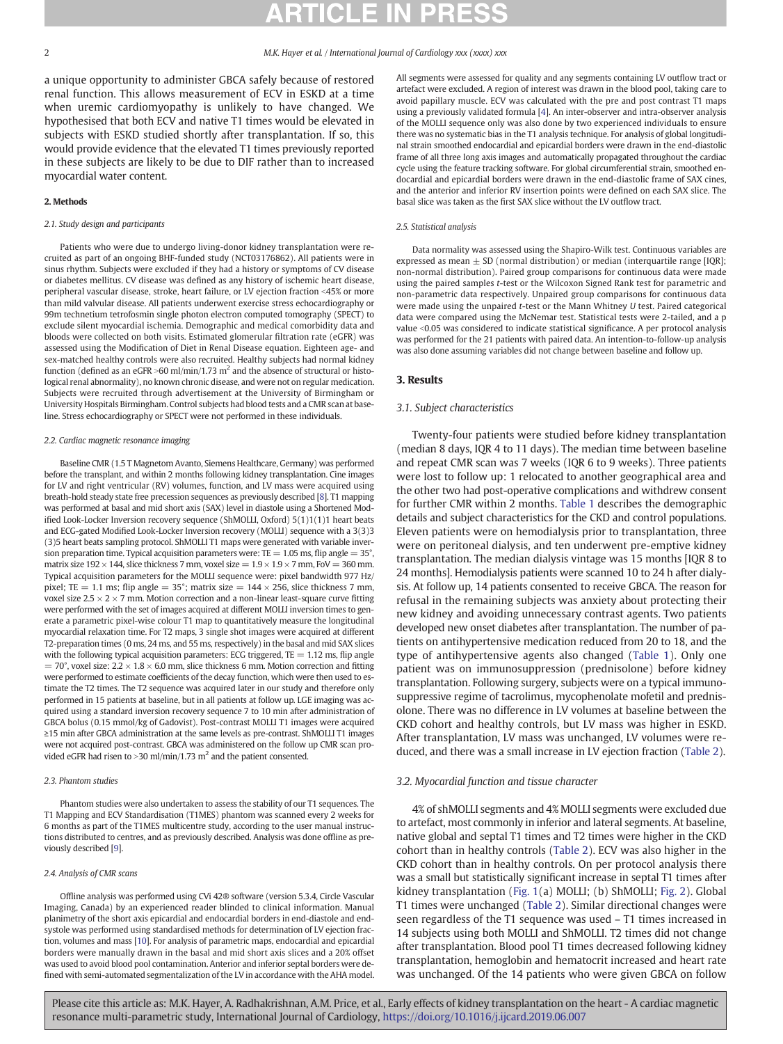a unique opportunity to administer GBCA safely because of restored renal function. This allows measurement of ECV in ESKD at a time when uremic cardiomyopathy is unlikely to have changed. We hypothesised that both ECV and native T1 times would be elevated in subjects with ESKD studied shortly after transplantation. If so, this would provide evidence that the elevated T1 times previously reported in these subjects are likely to be due to DIF rather than to increased myocardial water content.

## 2. Methods

### 2.1. Study design and participants

Patients who were due to undergo living-donor kidney transplantation were recruited as part of an ongoing BHF-funded study (NCT03176862). All patients were in sinus rhythm. Subjects were excluded if they had a history or symptoms of CV disease or diabetes mellitus. CV disease was defined as any history of ischemic heart disease, peripheral vascular disease, stroke, heart failure, or LV ejection fraction <45% or more than mild valvular disease. All patients underwent exercise stress echocardiography or 99m technetium tetrofosmin single photon electron computed tomography (SPECT) to exclude silent myocardial ischemia. Demographic and medical comorbidity data and bloods were collected on both visits. Estimated glomerular filtration rate (eGFR) was assessed using the Modification of Diet in Renal Disease equation. Eighteen age- and sex-matched healthy controls were also recruited. Healthy subjects had normal kidney function (defined as an eGFR >60 ml/min/1.73 $m^2$ and the absence of structural or histological renal abnormality), no known chronic disease, and were not on regular medication. Subjects were recruited through advertisement at the University of Birmingham or University Hospitals Birmingham. Control subjects had blood tests and a CMR scan at baseline. Stress echocardiography or SPECT were not performed in these individuals.

### 2.2. Cardiac magnetic resonance imaging

Baseline CMR (1.5 T Magnetom Avanto, Siemens Healthcare, Germany) was performed before the transplant, and within 2 months following kidney transplantation. Cine images for LV and right ventricular (RV) volumes, function, and LV mass were acquired using breath-hold steady state free precession sequences as previously described [8]. T1 mapping was performed at basal and mid short axis (SAX) level in diastole using a Shortened Modified Look-Locker Inversion recovery sequence (ShMOLLI, Oxford) 5(1)1(1)1 heart beats and ECG-gated Modified Look-Locker Inversion recovery (MOLLI) sequence with a 3(3)3(3)5 heart beats sampling protocol. ShMOLLI T1 maps were generated with variable inversion preparation time. Typical acquisition parameters were: TE = 1.05 ms, flip angle = 35°, matrix size 192 × 144, slice thickness 7 mm, voxel size = 1.9 × 1.9 × 7 mm, FoV = 360 mm. Typical acquisition parameters for the MOLLI sequence were: pixel bandwidth 977 Hz/pixel; TE = 1.1 ms; flip angle = 35°; matrix size = 144 × 256, slice thickness 7 mm, voxel size 2.5 × 2 × 7 mm. Motion correction and a non-linear least-square curve fitting were performed with the set of images acquired at different MOLLI inversion times to generate a parametric pixel-wise colour T1 map to quantitatively measure the longitudinal myocardial relaxation time. For T2 maps, 3 single shot images were acquired at different T2-preparation times (0 ms, 24 ms, and 55 ms, respectively) in the basal and mid SAX slices with the following typical acquisition parameters: ECG triggered, TE = 1.12 ms, flip angle = 70°, voxel size: 2.2 × 1.8 × 6.0 mm, slice thickness 6 mm. Motion correction and fitting were performed to estimate coefficients of the decay function, which were then used to estimate the T2 times. The T2 sequence was acquired later in our study and therefore only performed in 15 patients at baseline, but in all patients at follow up. LGE imaging was acquired using a standard inversion recovery sequence 7 to 10 min after administration of GBCA bolus (0.15 mmol/kg of Gadovist). Post-contrast MOLLI T1 images were acquired ≥15 min after GBCA administration at the same levels as pre-contrast. ShMOLLI T1 images were not acquired post-contrast. GBCA was administered on the follow up CMR scan provided eGFR had risen to >30 ml/min/1.73 $m^2$ and the patient consented.

### 2.3. Phantom studies

Phantom studies were also undertaken to assess the stability of our T1 sequences. The T1 Mapping and ECV Standardisation (T1MES) phantom was scanned every 2 weeks for 6 months as part of the T1MES multicentre study, according to the user manual instructions distributed to centres, and as previously described. Analysis was done offline as previously described [9].

### 2.4. Analysis of CMR scans

Offline analysis was performed using CVi 42® software (version 5.3.4, Circle Vascular Imaging, Canada) by an experienced reader blinded to clinical information. Manual planimetry of the short axis epicardial and endocardial borders in end-diastole and end-systole was performed using standardised methods for determination of LV ejection fraction, volumes and mass [10]. For analysis of parametric maps, endocardial and epicardial borders were manually drawn in the basal and mid short axis slices and a 20% offset was used to avoid blood pool contamination. Anterior and inferior septal borders were defined with semi-automated segmentalization of the LV in accordance with the AHA model. All segments were assessed for quality and any segments containing LV outflow tract or artefact were excluded. A region of interest was drawn in the blood pool, taking care to avoid papillary muscle. ECV was calculated with the pre and post contrast T1 maps using a previously validated formula [4]. An inter-observer and intra-observer analysis of the MOLLI sequence only was also done by two experienced individuals to ensure there was no systematic bias in the T1 analysis technique. For analysis of global longitudinal strain smoothed endocardial and epicardial borders were drawn in the end-diastolic frame of all three long axis images and automatically propagated throughout the cardiac cycle using the feature tracking software. For global circumferential strain, smoothed endocardial and epicardial borders were drawn in the end-diastolic frame of SAX cines, and the anterior and inferior RV insertion points were defined on each SAX slice. The basal slice was taken as the first SAX slice without the LV outflow tract.

### 2.5. Statistical analysis

Data normality was assessed using the Shapiro-Wilk test. Continuous variables are expressed as mean ± SD (normal distribution) or median (interquartile range [IQR]; non-normal distribution). Paired group comparisons for continuous data were made using the paired samples *t*-test or the Wilcoxon Signed Rank test for parametric and non-parametric data respectively. Unpaired group comparisons for continuous data were made using the unpaired *t*-test or the Mann Whitney *U* test. Paired categorical data were compared using the McNemar test. Statistical tests were 2-tailed, and a p value <0.05 was considered to indicate statistical significance. A per protocol analysis was performed for the 21 patients with paired data. An intention-to-follow-up analysis was also done assuming variables did not change between baseline and follow up.

## 3. Results

### 3.1. Subject characteristics

Twenty-four patients were studied before kidney transplantation (median 8 days, IQR 4 to 11 days). The median time between baseline and repeat CMR scan was 7 weeks (IQR 6 to 9 weeks). Three patients were lost to follow up: 1 relocated to another geographical area and the other two had post-operative complications and withdrew consent for further CMR within 2 months. Table 1 describes the demographic details and subject characteristics for the CKD and control populations. Eleven patients were on hemodialysis prior to transplantation, three were on peritoneal dialysis, and ten underwent pre-emptive kidney transplantation. The median dialysis vintage was 15 months [IQR 8 to 24 months]. Hemodialysis patients were scanned 10 to 24 h after dialysis. At follow up, 14 patients consented to receive GBCA. The reason for refusal in the remaining subjects was anxiety about protecting their new kidney and avoiding unnecessary contrast agents. Two patients developed new onset diabetes after transplantation. The number of patients on antihypertensive medication reduced from 20 to 18, and the type of antihypertensive agents also changed (Table 1). Only one patient was on immunosuppression (prednisolone) before kidney transplantation. Following surgery, subjects were on a typical immunosuppressive regime of tacrolimus, mycophenolate mofetil and prednisolone. There was no difference in LV volumes at baseline between the CKD cohort and healthy controls, but LV mass was higher in ESKD. After transplantation, LV mass was unchanged, LV volumes were reduced, and there was a small increase in LV ejection fraction (Table 2).

### 3.2. Myocardial function and tissue character

4% of shMOLLI segments and 4% MOLLI segments were excluded due to artefact, most commonly in inferior and lateral segments. At baseline, native global and septal T1 times and T2 times were higher in the CKD cohort than in healthy controls (Table 2). ECV was also higher in the CKD cohort than in healthy controls. On per protocol analysis there was a small but statistically significant increase in septal T1 times after kidney transplantation (Fig. 1(a) MOLLI; (b) ShMOLLI; Fig. 2). Global T1 times were unchanged (Table 2). Similar directional changes were seen regardless of the T1 sequence was used – T1 times increased in 14 subjects using both MOLLI and ShMOLLI. T2 times did not change after transplantation. Blood pool T1 times decreased following kidney transplantation, hemoglobin and hematocrit increased and heart rate was unchanged. Of the 14 patients who were given GBCA on follow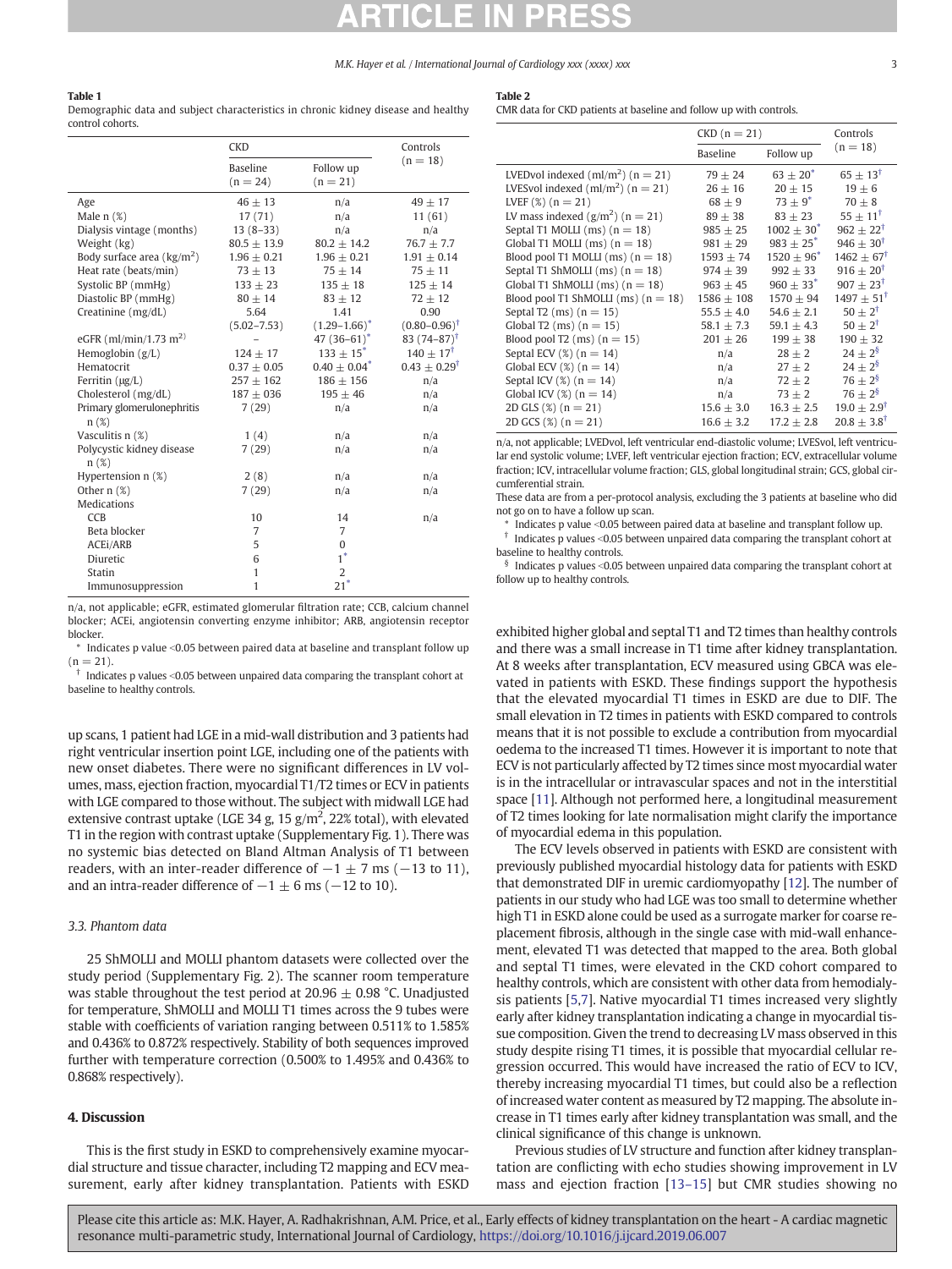**Table 1**
Demographic data and subject characteristics in chronic kidney disease and healthy control cohorts.

| | CKD | | Controls (n = 18) |
|---|---|---|---|
| | Baseline (n = 24) | Follow up (n = 21) | |
| Age | 46 ± 13 | n/a | 49 ± 17 |
| Male n (%) | 17 (71) | n/a | 11 (61) |
| Dialysis vintage (months) | 13 (8–33) | n/a | n/a |
| Weight (kg) | 80.5 ± 13.9 | 80.2 ± 14.2 | 76.7 ± 7.7 |
| Body surface area (kg/m$^2$) | 1.96 ± 0.21 | 1.96 ± 0.21 | 1.91 ± 0.14 |
| Heat rate (beats/min) | 73 ± 13 | 75 ± 14 | 75 ± 11 |
| Systolic BP (mmHg) | 133 ± 23 | 135 ± 18 | 125 ± 14 |
| Diastolic BP (mmHg) | 80 ± 14 | 83 ± 12 | 72 ± 12 |
| Creatinine (mg/dL) | 5.64 (5.02–7.53) | 1.41 (1.29–1.66)* | 0.90 (0.80–0.96)† |
| eGFR (ml/min/1.73 m$^{2)}$ | – | 47 (36–61)* | 83 (74–87)† |
| Hemoglobin (g/L) | 124 ± 17 | 133 ± 15* | 140 ± 17† |
| Hematocrit | 0.37 ± 0.05 | 0.40 ± 0.04* | 0.43 ± 0.29† |
| Ferritin (μg/L) | 257 ± 162 | 186 ± 156 | n/a |
| Cholesterol (mg/dL) | 187 ± 036 | 195 ± 46 | n/a |
| Primary glomerulonephritis n (%) | 7 (29) | n/a | n/a |
| Vasculitis n (%) | 1 (4) | n/a | n/a |
| Polycystic kidney disease n (%) | 7 (29) | n/a | n/a |
| Hypertension n (%) | 2 (8) | n/a | n/a |
| Other n (%) | 7 (29) | n/a | n/a |
| Medications | | | |
| CCB | 10 | 14 | n/a |
| Beta blocker | 7 | 7 | |
| ACEi/ARB | 5 | 0 | |
| Diuretic | 6 | 1* | |
| Statin | 1 | 2 | |
| Immunosuppression | 1 | 21* | |

n/a, not applicable; eGFR, estimated glomerular filtration rate; CCB, calcium channel blocker; ACEi, angiotensin converting enzyme inhibitor; ARB, angiotensin receptor blocker.

\* Indicates p value <0.05 between paired data at baseline and transplant follow up (n = 21).

† Indicates p values <0.05 between unpaired data comparing the transplant cohort at baseline to healthy controls.

**Table 2**
CMR data for CKD patients at baseline and follow up with controls.

| | CKD (n = 21) | | Controls (n = 18) |
|---|---|---|---|
| | Baseline | Follow up | |
| LVEDvol indexed (ml/m$^2$) (n = 21) | 79 ± 24 | 63 ± 20* | 65 ± 13† |
| LVESvol indexed (ml/m$^2$) (n = 21) | 26 ± 16 | 20 ± 15 | 19 ± 6 |
| LVEF (%) (n = 21) | 68 ± 9 | 73 ± 9* | 70 ± 8 |
| LV mass indexed (g/m$^2$) (n = 21) | 89 ± 38 | 83 ± 23 | 55 ± 11† |
| Septal T1 MOLLI (ms) (n = 18) | 985 ± 25 | 1002 ± 30* | 962 ± 22† |
| Global T1 MOLLI (ms) (n = 18) | 981 ± 29 | 983 ± 25* | 946 ± 30† |
| Blood pool T1 MOLLI (ms) (n = 18) | 1593 ± 74 | 1520 ± 96* | 1462 ± 67† |
| Septal T1 ShMOLLI (ms) (n = 18) | 974 ± 39 | 992 ± 33 | 916 ± 20† |
| Global T1 ShMOLLI (ms) (n = 18) | 963 ± 45 | 960 ± 33* | 907 ± 23† |
| Blood pool T1 ShMOLLI (ms) (n = 18) | 1586 ± 108 | 1570 ± 94 | 1497 ± 51† |
| Septal T2 (ms) (n = 15) | 55.5 ± 4.0 | 54.6 ± 2.1 | 50 ± 2† |
| Global T2 (ms) (n = 15) | 58.1 ± 7.3 | 59.1 ± 4.3 | 50 ± 2† |
| Blood pool T2 (ms) (n = 15) | 201 ± 26 | 199 ± 38 | 190 ± 32 |
| Septal ECV (%) (n = 14) | n/a | 28 ± 2 | 24 ± 2§ |
| Global ECV (%) (n = 14) | n/a | 27 ± 2 | 24 ± 2§ |
| Septal ICV (%) (n = 14) | n/a | 72 ± 2 | 76 ± 2§ |
| Global ICV (%) (n = 14) | n/a | 73 ± 2 | 76 ± 2§ |
| 2D GLS (%) (n = 21) | 15.6 ± 3.0 | 16.3 ± 2.5 | 19.0 ± 2.9† |
| 2D GCS (%) (n = 21) | 16.6 ± 3.2 | 17.2 ± 2.8 | 20.8 ± 3.8† |

n/a, not applicable; LVEDvol, left ventricular end-diastolic volume; LVESvol, left ventricular end systolic volume; LVEF, left ventricular ejection fraction; ECV, extracellular volume fraction; ICV, intracellular volume fraction; GLS, global longitudinal strain; GCS, global circumferential strain.

These data are from a per-protocol analysis, excluding the 3 patients at baseline who did not go on to have a follow up scan.

\* Indicates p value <0.05 between paired data at baseline and transplant follow up.

† Indicates p values <0.05 between unpaired data comparing the transplant cohort at baseline to healthy controls.

§ Indicates p values <0.05 between unpaired data comparing the transplant cohort at follow up to healthy controls.

up scans, 1 patient had LGE in a mid-wall distribution and 3 patients had right ventricular insertion point LGE, including one of the patients with new onset diabetes. There were no significant differences in LV volumes, mass, ejection fraction, myocardial T1/T2 times or ECV in patients with LGE compared to those without. The subject with midwall LGE had extensive contrast uptake (LGE 34 g, 15 g/m$^2$, 22% total), with elevated T1 in the region with contrast uptake (Supplementary Fig. 1). There was no systemic bias detected on Bland Altman Analysis of T1 between readers, with an inter-reader difference of −1 ± 7 ms (−13 to 11), and an intra-reader difference of −1 ± 6 ms (−12 to 10).

### 3.3. Phantom data

25 ShMOLLI and MOLLI phantom datasets were collected over the study period (Supplementary Fig. 2). The scanner room temperature was stable throughout the test period at 20.96 ± 0.98 °C. Unadjusted for temperature, ShMOLLI and MOLLI T1 times across the 9 tubes were stable with coefficients of variation ranging between 0.511% to 1.585% and 0.436% to 0.872% respectively. Stability of both sequences improved further with temperature correction (0.500% to 1.495% and 0.436% to 0.868% respectively).

## 4. Discussion

This is the first study in ESKD to comprehensively examine myocardial structure and tissue character, including T2 mapping and ECV measurement, early after kidney transplantation. Patients with ESKD exhibited higher global and septal T1 and T2 times than healthy controls and there was a small increase in T1 time after kidney transplantation. At 8 weeks after transplantation, ECV measured using GBCA was elevated in patients with ESKD. These findings support the hypothesis that the elevated myocardial T1 times in ESKD are due to DIF. The small elevation in T2 times in patients with ESKD compared to controls means that it is not possible to exclude a contribution from myocardial oedema to the increased T1 times. However it is important to note that ECV is not particularly affected by T2 times since most myocardial water is in the intracellular or intravascular spaces and not in the interstitial space [11]. Although not performed here, a longitudinal measurement of T2 times looking for late normalisation might clarify the importance of myocardial edema in this population.

The ECV levels observed in patients with ESKD are consistent with previously published myocardial histology data for patients with ESKD that demonstrated DIF in uremic cardiomyopathy [12]. The number of patients in our study who had LGE was too small to determine whether high T1 in ESKD alone could be used as a surrogate marker for coarse replacement fibrosis, although in the single case with mid-wall enhancement, elevated T1 was detected that mapped to the area. Both global and septal T1 times, were elevated in the CKD cohort compared to healthy controls, which are consistent with other data from hemodialysis patients [5,7]. Native myocardial T1 times increased very slightly early after kidney transplantation indicating a change in myocardial tissue composition. Given the trend to decreasing LV mass observed in this study despite rising T1 times, it is possible that myocardial cellular regression occurred. This would have increased the ratio of ECV to ICV, thereby increasing myocardial T1 times, but could also be a reflection of increased water content as measured by T2 mapping. The absolute increase in T1 times early after kidney transplantation was small, and the clinical significance of this change is unknown.

Previous studies of LV structure and function after kidney transplantation are conflicting with echo studies showing improvement in LV mass and ejection fraction [13–15] but CMR studies showing no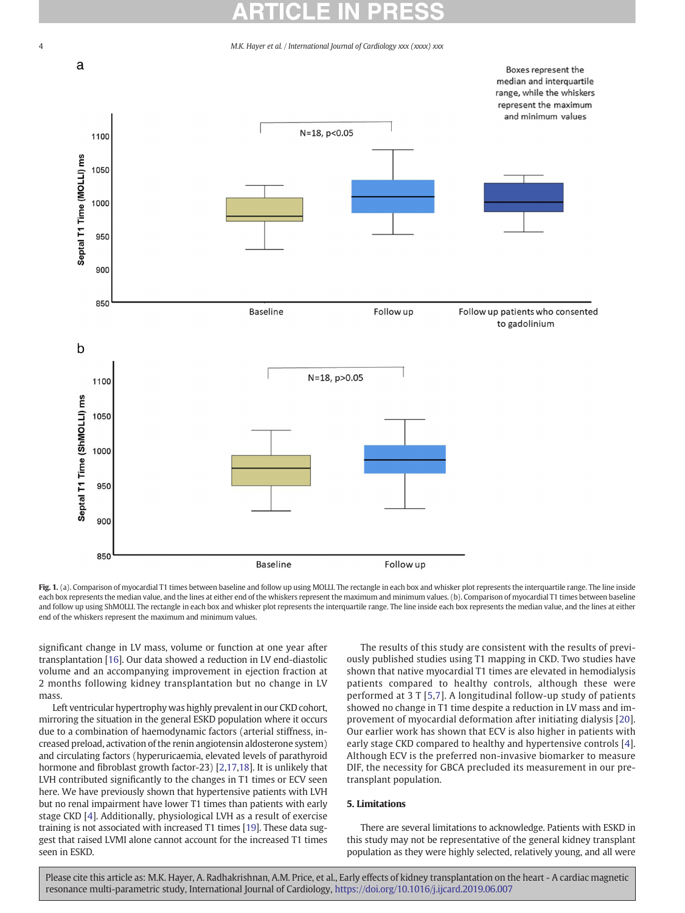**Fig. 1.** (a). Comparison of myocardial T1 times between baseline and follow up using MOLLI. The rectangle in each box and whisker plot represents the interquartile range. The line inside each box represents the median value, and the lines at either end of the whiskers represent the maximum and minimum values. (b). Comparison of myocardial T1 times between baseline and follow up using ShMOLLI. The rectangle in each box and whisker plot represents the interquartile range. The line inside each box represents the median value, and the lines at either end of the whiskers represent the maximum and minimum values.

significant change in LV mass, volume or function at one year after transplantation [16]. Our data showed a reduction in LV end-diastolic volume and an accompanying improvement in ejection fraction at 2 months following kidney transplantation but no change in LV mass.

Left ventricular hypertrophy was highly prevalent in our CKD cohort, mirroring the situation in the general ESKD population where it occurs due to a combination of haemodynamic factors (arterial stiffness, increased preload, activation of the renin angiotensin aldosterone system) and circulating factors (hyperuricaemia, elevated levels of parathyroid hormone and fibroblast growth factor-23) [2,17,18]. It is unlikely that LVH contributed significantly to the changes in T1 times or ECV seen here. We have previously shown that hypertensive patients with LVH but no renal impairment have lower T1 times than patients with early stage CKD [4]. Additionally, physiological LVH as a result of exercise training is not associated with increased T1 times [19]. These data suggest that raised LVMI alone cannot account for the increased T1 times seen in ESKD.

The results of this study are consistent with the results of previously published studies using T1 mapping in CKD. Two studies have shown that native myocardial T1 times are elevated in hemodialysis patients compared to healthy controls, although these were performed at 3 T [5,7]. A longitudinal follow-up study of patients showed no change in T1 time despite a reduction in LV mass and improvement of myocardial deformation after initiating dialysis [20]. Our earlier work has shown that ECV is also higher in patients with early stage CKD compared to healthy and hypertensive controls [4]. Although ECV is the preferred non-invasive biomarker to measure DIF, the necessity for GBCA precluded its measurement in our pre-transplant population.

## 5. Limitations

There are several limitations to acknowledge. Patients with ESKD in this study may not be representative of the general kidney transplant population as they were highly selected, relatively young, and all were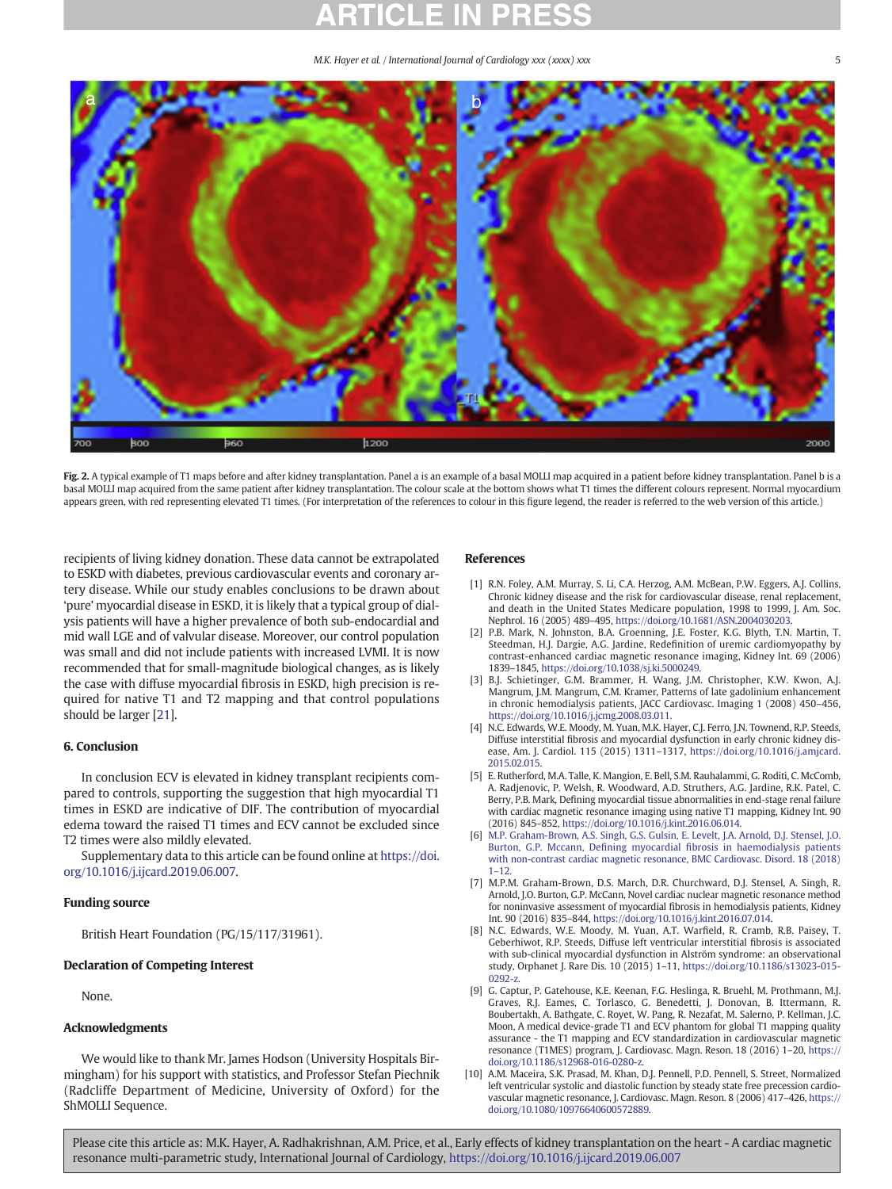Fig. 2. A typical example of T1 maps before and after kidney transplantation. Panel a is an example of a basal MOLLI map acquired in a patient before kidney transplantation. Panel b is a basal MOLLI map acquired from the same patient after kidney transplantation. The colour scale at the bottom shows what T1 times the different colours represent. Normal myocardium appears green, with red representing elevated T1 times. (For interpretation of the references to colour in this figure legend, the reader is referred to the web version of this article.)

recipients of living kidney donation. These data cannot be extrapolated to ESKD with diabetes, previous cardiovascular events and coronary artery disease. While our study enables conclusions to be drawn about 'pure' myocardial disease in ESKD, it is likely that a typical group of dialysis patients will have a higher prevalence of both sub-endocardial and mid wall LGE and of valvular disease. Moreover, our control population was small and did not include patients with increased LVMI. It is now recommended that for small-magnitude biological changes, as is likely the case with diffuse myocardial fibrosis in ESKD, high precision is required for native T1 and T2 mapping and that control populations should be larger [21].

## 6. Conclusion

In conclusion ECV is elevated in kidney transplant recipients compared to controls, supporting the suggestion that high myocardial T1 times in ESKD are indicative of DIF. The contribution of myocardial edema toward the raised T1 times and ECV cannot be excluded since T2 times were also mildly elevated.

Supplementary data to this article can be found online at https://doi.org/10.1016/j.ijcard.2019.06.007.

### Funding source

British Heart Foundation (PG/15/117/31961).

### Declaration of Competing Interest

None.

### Acknowledgments

We would like to thank Mr. James Hodson (University Hospitals Birmingham) for his support with statistics, and Professor Stefan Piechnik (Radcliffe Department of Medicine, University of Oxford) for the ShMOLLI Sequence.

## References

[1] R.N. Foley, A.M. Murray, S. Li, C.A. Herzog, A.M. McBean, P.W. Eggers, A.J. Collins, Chronic kidney disease and the risk for cardiovascular disease, renal replacement, and death in the United States Medicare population, 1998 to 1999, J. Am. Soc. Nephrol. 16 (2005) 489–495, https://doi.org/10.1681/ASN.2004030203.

[2] P.B. Mark, N. Johnston, B.A. Groenning, J.E. Foster, K.G. Blyth, T.N. Martin, T. Steedman, H.J. Dargie, A.G. Jardine, Redefinition of uremic cardiomyopathy by contrast-enhanced cardiac magnetic resonance imaging, Kidney Int. 69 (2006) 1839–1845, https://doi.org/10.1038/sj.ki.5000249.

[3] B.J. Schietinger, G.M. Brammer, H. Wang, J.M. Christopher, K.W. Kwon, A.J. Mangrum, J.M. Mangrum, C.M. Kramer, Patterns of late gadolinium enhancement in chronic hemodialysis patients, JACC Cardiovasc. Imaging 1 (2008) 450–456, https://doi.org/10.1016/j.jcmg.2008.03.011.

[4] N.C. Edwards, W.E. Moody, M. Yuan, M.K. Hayer, C.J. Ferro, J.N. Townend, R.P. Steeds, Diffuse interstitial fibrosis and myocardial dysfunction in early chronic kidney disease, Am. J. Cardiol. 115 (2015) 1311–1317, https://doi.org/10.1016/j.amjcard.2015.02.015.

[5] E. Rutherford, M.A. Talle, K. Mangion, E. Bell, S.M. Rauhalammi, G. Roditi, C. McComb, A. Radjenovic, P. Welsh, R. Woodward, A.D. Struthers, A.G. Jardine, R.K. Patel, C. Berry, P.B. Mark, Defining myocardial tissue abnormalities in end-stage renal failure with cardiac magnetic resonance imaging using native T1 mapping, Kidney Int. 90 (2016) 845–852, https://doi.org/10.1016/j.kint.2016.06.014.

[6] M.P. Graham-Brown, A.S. Singh, G.S. Gulsin, E. Levelt, J.A. Arnold, D.J. Stensel, J.O. Burton, G.P. Mccann, Defining myocardial fibrosis in haemodialysis patients with non-contrast cardiac magnetic resonance, BMC Cardiovasc. Disord. 18 (2018) 1–12.

[7] M.P.M. Graham-Brown, D.S. March, D.R. Churchward, D.J. Stensel, A. Singh, R. Arnold, J.O. Burton, G.P. McCann, Novel cardiac nuclear magnetic resonance method for noninvasive assessment of myocardial fibrosis in hemodialysis patients, Kidney Int. 90 (2016) 835–844, https://doi.org/10.1016/j.kint.2016.07.014.

[8] N.C. Edwards, W.E. Moody, M. Yuan, A.T. Warfield, R. Cramb, R.B. Paisey, T. Geberhiwot, R.P. Steeds, Diffuse left ventricular interstitial fibrosis is associated with sub-clinical myocardial dysfunction in Alström syndrome: an observational study, Orphanet J. Rare Dis. 10 (2015) 1–11, https://doi.org/10.1186/s13023-015-0292-z.

[9] G. Captur, P. Gatehouse, K.E. Keenan, F.G. Heslinga, R. Bruehl, M. Prothmann, M.J. Graves, R.J. Eames, C. Torlasco, G. Benedetti, J. Donovan, B. Ittermann, R. Boubertakh, A. Bathgate, C. Royet, W. Pang, R. Nezafat, M. Salerno, P. Kellman, J.C. Moon, A medical device-grade T1 and ECV phantom for global T1 mapping quality assurance - the T1 mapping and ECV standardization in cardiovascular magnetic resonance (T1MES) program, J. Cardiovasc. Magn. Reson. 18 (2016) 1–20, https://doi.org/10.1186/s12968-016-0280-z.

[10] A.M. Maceira, S.K. Prasad, M. Khan, D.J. Pennell, P.D. Pennell, S. Street, Normalized left ventricular systolic and diastolic function by steady state free precession cardiovascular magnetic resonance, J. Cardiovasc. Magn. Reson. 8 (2006) 417–426, https://doi.org/10.1080/10976640600572889.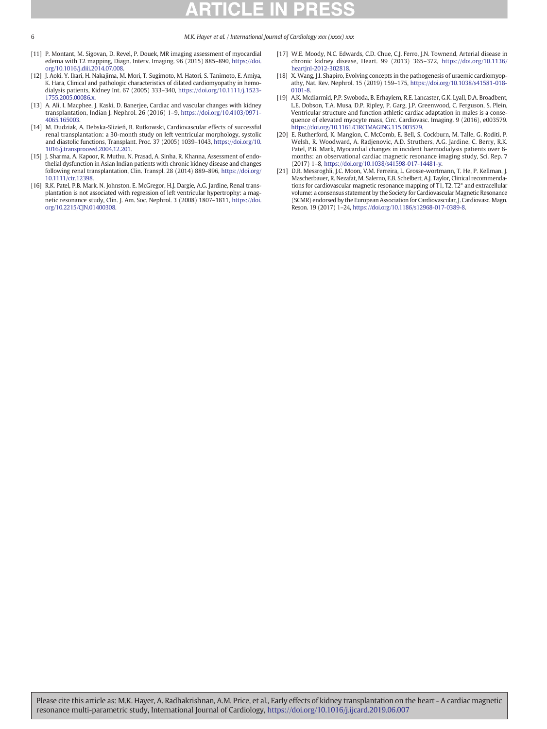[11] P. Montant, M. Sigovan, D. Revel, P. Douek, MR imaging assessment of myocardial edema with T2 mapping, Diagn. Interv. Imaging. 96 (2015) 885–890, https://doi.org/10.1016/j.diii.2014.07.008.

[12] J. Aoki, Y. Ikari, H. Nakajima, M. Mori, T. Sugimoto, M. Hatori, S. Tanimoto, E. Amiya, K. Hara, Clinical and pathologic characteristics of dilated cardiomyopathy in hemodialysis patients, Kidney Int. 67 (2005) 333–340, https://doi.org/10.1111/j.1523-1755.2005.00086.x.

[13] A. Ali, I. Macphee, J. Kaski, D. Banerjee, Cardiac and vascular changes with kidney transplantation, Indian J. Nephrol. 26 (2016) 1–9, https://doi.org/10.4103/0971-4065.165003.

[14] M. Dudziak, A. Debska-Slizień, B. Rutkowski, Cardiovascular effects of successful renal transplantation: a 30-month study on left ventricular morphology, systolic and diastolic functions, Transplant. Proc. 37 (2005) 1039–1043, https://doi.org/10.1016/j.transproceed.2004.12.201.

[15] J. Sharma, A. Kapoor, R. Muthu, N. Prasad, A. Sinha, R. Khanna, Assessment of endothelial dysfunction in Asian Indian patients with chronic kidney disease and changes following renal transplantation, Clin. Transpl. 28 (2014) 889–896, https://doi.org/10.1111/ctr.12398.

[16] R.K. Patel, P.B. Mark, N. Johnston, E. McGregor, H.J. Dargie, A.G. Jardine, Renal transplantation is not associated with regression of left ventricular hypertrophy: a magnetic resonance study, Clin. J. Am. Soc. Nephrol. 3 (2008) 1807–1811, https://doi.org/10.2215/CJN.01400308.

[17] W.E. Moody, N.C. Edwards, C.D. Chue, C.J. Ferro, J.N. Townend, Arterial disease in chronic kidney disease, Heart. 99 (2013) 365–372, https://doi.org/10.1136/heartjnl-2012-302818.

[18] X. Wang, J.I. Shapiro, Evolving concepts in the pathogenesis of uraemic cardiomyopathy, Nat. Rev. Nephrol. 15 (2019) 159–175, https://doi.org/10.1038/s41581-018-0101-8.

[19] A.K. Mcdiarmid, P.P. Swoboda, B. Erhayiem, R.E. Lancaster, G.K. Lyall, D.A. Broadbent, L.E. Dobson, T.A. Musa, D.P. Ripley, P. Garg, J.P. Greenwood, C. Ferguson, S. Plein, Ventricular structure and function athletic cardiac adaptation in males is a consequence of elevated myocyte mass, Circ. Cardiovasc. Imaging. 9 (2016), e003579. https://doi.org/10.1161/CIRCIMAGING.115.003579.

[20] E. Rutherford, K. Mangion, C. McComb, E. Bell, S. Cockburn, M. Talle, G. Roditi, P. Welsh, R. Woodward, A. Radjenovic, A.D. Struthers, A.G. Jardine, C. Berry, R.K. Patel, P.B. Mark, Myocardial changes in incident haemodialysis patients over 6-months: an observational cardiac magnetic resonance imaging study, Sci. Rep. 7 (2017) 1–8, https://doi.org/10.1038/s41598-017-14481-y.

[21] D.R. Messroghli, J.C. Moon, V.M. Ferreira, L. Grosse-wortmann, T. He, P. Kellman, J. Mascherbauer, R. Nezafat, M. Salerno, E.B. Schelbert, A.J. Taylor, Clinical recommendations for cardiovascular magnetic resonance mapping of T1, T2, T2* and extracellular volume: a consensus statement by the Society for Cardiovascular Magnetic Resonance (SCMR) endorsed by the European Association for Cardiovascular, J. Cardiovasc. Magn. Reson. 19 (2017) 1–24, https://doi.org/10.1186/s12968-017-0389-8.